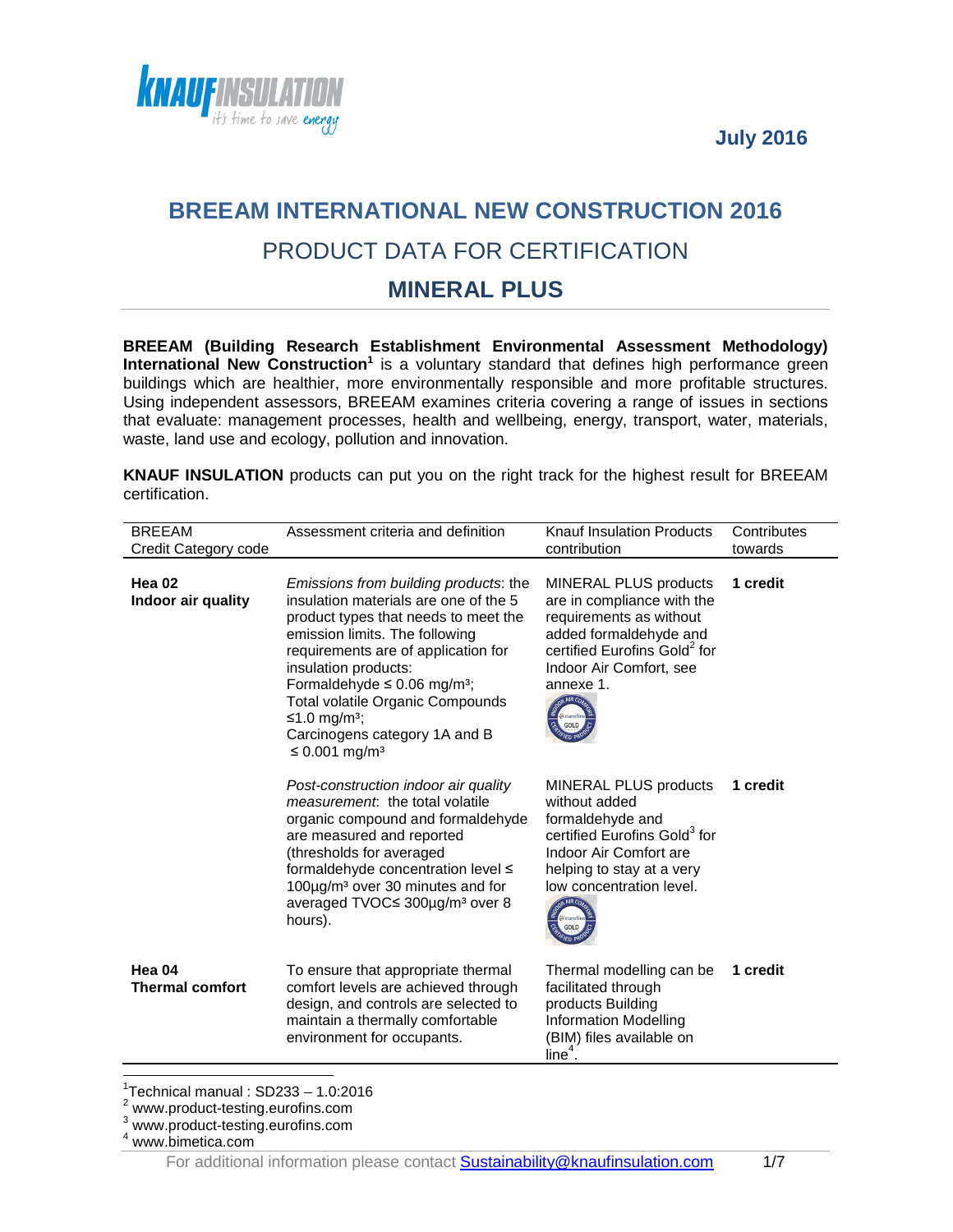July 2016

# BREEAM INTERNATIONAL NEW CONSTRUCTION 2016

## PRODUCT DATA FOR CERTIFICATION

## MINERAL PLUS

**BREEAM (Building Research Establishment Environmental Assessment Methodology) International New Construction**[1] is a voluntary standard that defines high performance green buildings which are healthier, more environmentally responsible and more profitable structures. Using independent assessors, BREEAM examines criteria covering a range of issues in sections that evaluate: management processes, health and wellbeing, energy, transport, water, materials, waste, land use and ecology, pollution and innovation.

**KNAUF INSULATION** products can put you on the right track for the highest result for BREEAM certification.

| BREEAM Credit Category code | Assessment criteria and definition | Knauf Insulation Products contribution | Contributes towards |
|---|---|---|---|
| **Hea 02 Indoor air quality** | *Emissions from building products*: the insulation materials are one of the 5 product types that needs to meet the emission limits. The following requirements are of application for insulation products: Formaldehyde ≤ 0.06 mg/m³; Total volatile Organic Compounds ≤1.0 mg/m³; Carcinogens category 1A and B ≤ 0.001 mg/m³ | MINERAL PLUS products are in compliance with the requirements as without added formaldehyde and certified Eurofins Gold[2] for Indoor Air Comfort, see annexe 1. | **1 credit** |
| | *Post-construction indoor air quality measurement*: the total volatile organic compound and formaldehyde are measured and reported (thresholds for averaged formaldehyde concentration level ≤ 100µg/m³ over 30 minutes and for averaged TVOC≤ 300µg/m³ over 8 hours). | MINERAL PLUS products without added formaldehyde and certified Eurofins Gold[3] for Indoor Air Comfort are helping to stay at a very low concentration level. | **1 credit** |
| **Hea 04 Thermal comfort** | To ensure that appropriate thermal comfort levels are achieved through design, and controls are selected to maintain a thermally comfortable environment for occupants. | Thermal modelling can be facilitated through products Building Information Modelling (BIM) files available on line[4]. | **1 credit** |

[1] Technical manual : SD233 – 1.0:2016
[2] www.product-testing.eurofins.com
[3] www.product-testing.eurofins.com
[4] www.bimetica.com

For additional information please contact Sustainability@knaufinsulation.com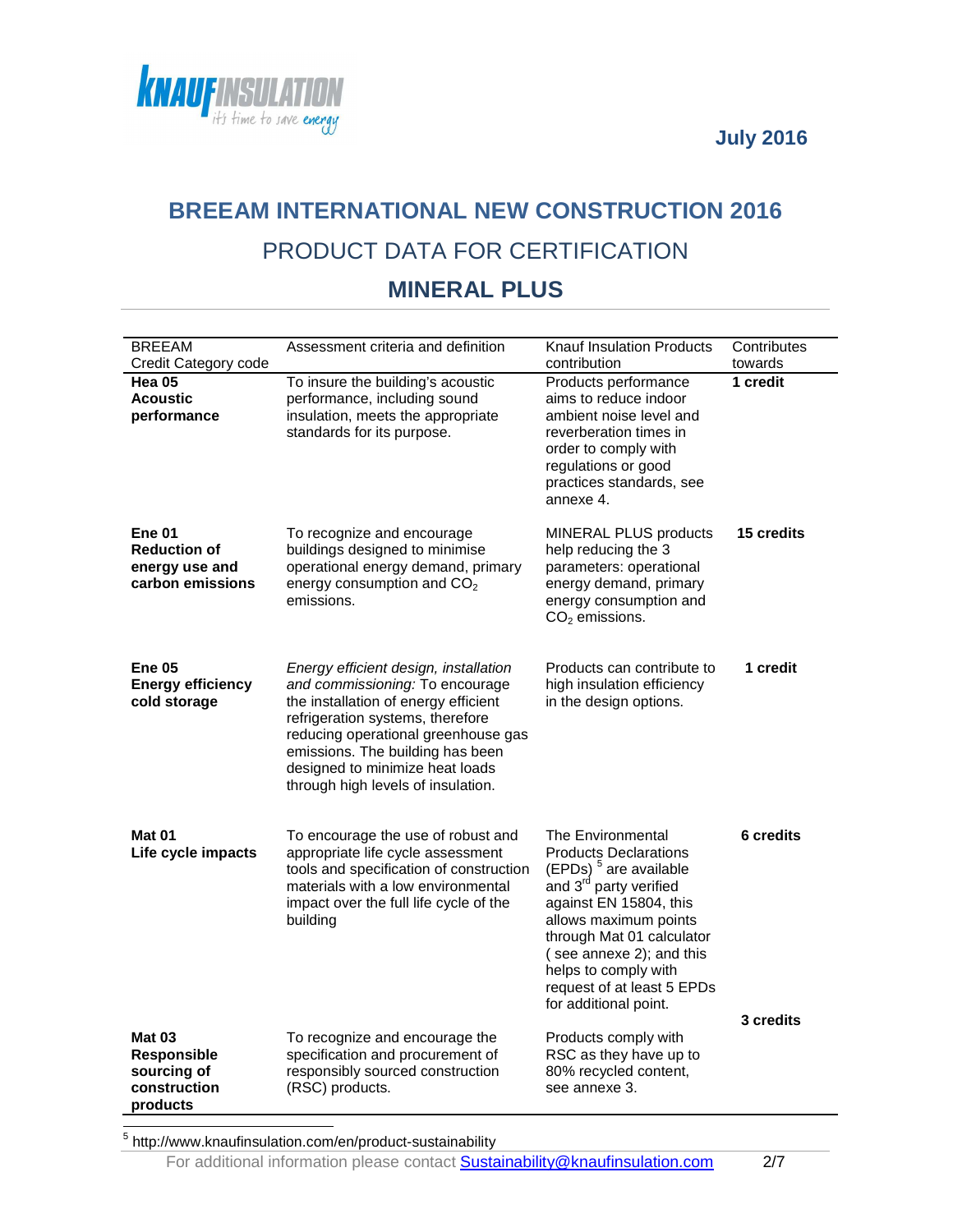July 2016

# BREEAM INTERNATIONAL NEW CONSTRUCTION 2016

## PRODUCT DATA FOR CERTIFICATION

## MINERAL PLUS

| BREEAM Credit Category code | Assessment criteria and definition | Knauf Insulation Products contribution | Contributes towards |
|---|---|---|---|
| **Hea 05 Acoustic performance** | To insure the building's acoustic performance, including sound insulation, meets the appropriate standards for its purpose. | Products performance aims to reduce indoor ambient noise level and reverberation times in order to comply with regulations or good practices standards, see annexe 4. | **1 credit** |
| **Ene 01 Reduction of energy use and carbon emissions** | To recognize and encourage buildings designed to minimise operational energy demand, primary energy consumption and $CO_2$ emissions. | MINERAL PLUS products help reducing the 3 parameters: operational energy demand, primary energy consumption and $CO_2$ emissions. | **15 credits** |
| **Ene 05 Energy efficiency cold storage** | *Energy efficient design, installation and commissioning:* To encourage the installation of energy efficient refrigeration systems, therefore reducing operational greenhouse gas emissions. The building has been designed to minimize heat loads through high levels of insulation. | Products can contribute to high insulation efficiency in the design options. | **1 credit** |
| **Mat 01 Life cycle impacts** | To encourage the use of robust and appropriate life cycle assessment tools and specification of construction materials with a low environmental impact over the full life cycle of the building | The Environmental Products Declarations (EPDs) [5] are available and 3rd party verified against EN 15804, this allows maximum points through Mat 01 calculator ( see annexe 2); and this helps to comply with request of at least 5 EPDs for additional point. | **6 credits** |
| **Mat 03 Responsible sourcing of construction products** | To recognize and encourage the specification and procurement of responsibly sourced construction (RSC) products. | Products comply with RSC as they have up to 80% recycled content, see annexe 3. | **3 credits** |

[5] http://www.knaufinsulation.com/en/product-sustainability

For additional information please contact Sustainability@knaufinsulation.com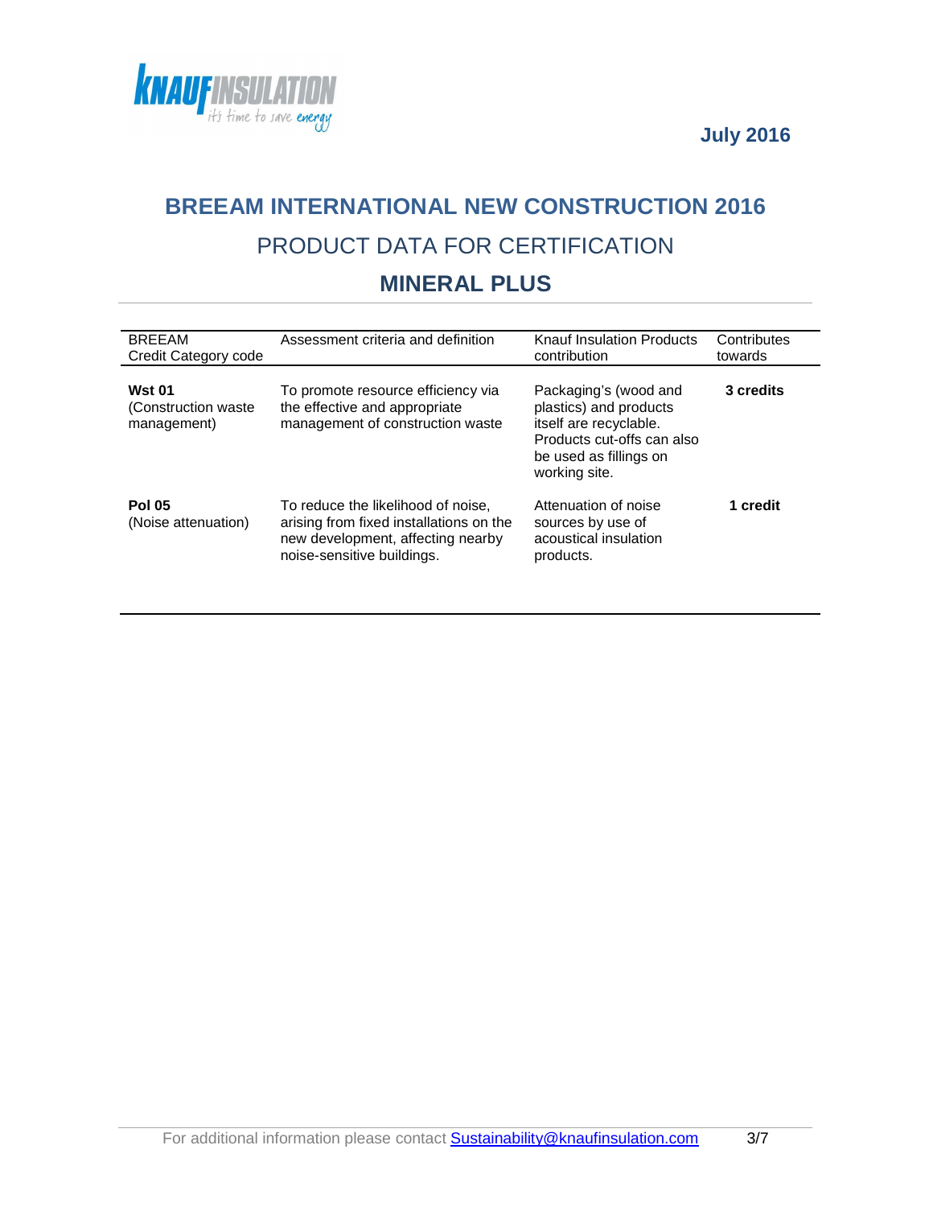July 2016

# BREEAM INTERNATIONAL NEW CONSTRUCTION 2016

## PRODUCT DATA FOR CERTIFICATION

## MINERAL PLUS

| BREEAM Credit Category code | Assessment criteria and definition | Knauf Insulation Products contribution | Contributes towards |
|---|---|---|---|
| **Wst 01** (Construction waste management) | To promote resource efficiency via the effective and appropriate management of construction waste | Packaging's (wood and plastics) and products itself are recyclable. Products cut-offs can also be used as fillings on working site. | **3 credits** |
| **Pol 05** (Noise attenuation) | To reduce the likelihood of noise, arising from fixed installations on the new development, affecting nearby noise-sensitive buildings. | Attenuation of noise sources by use of acoustical insulation products. | **1 credit** |

For additional information please contact Sustainability@knaufinsulation.com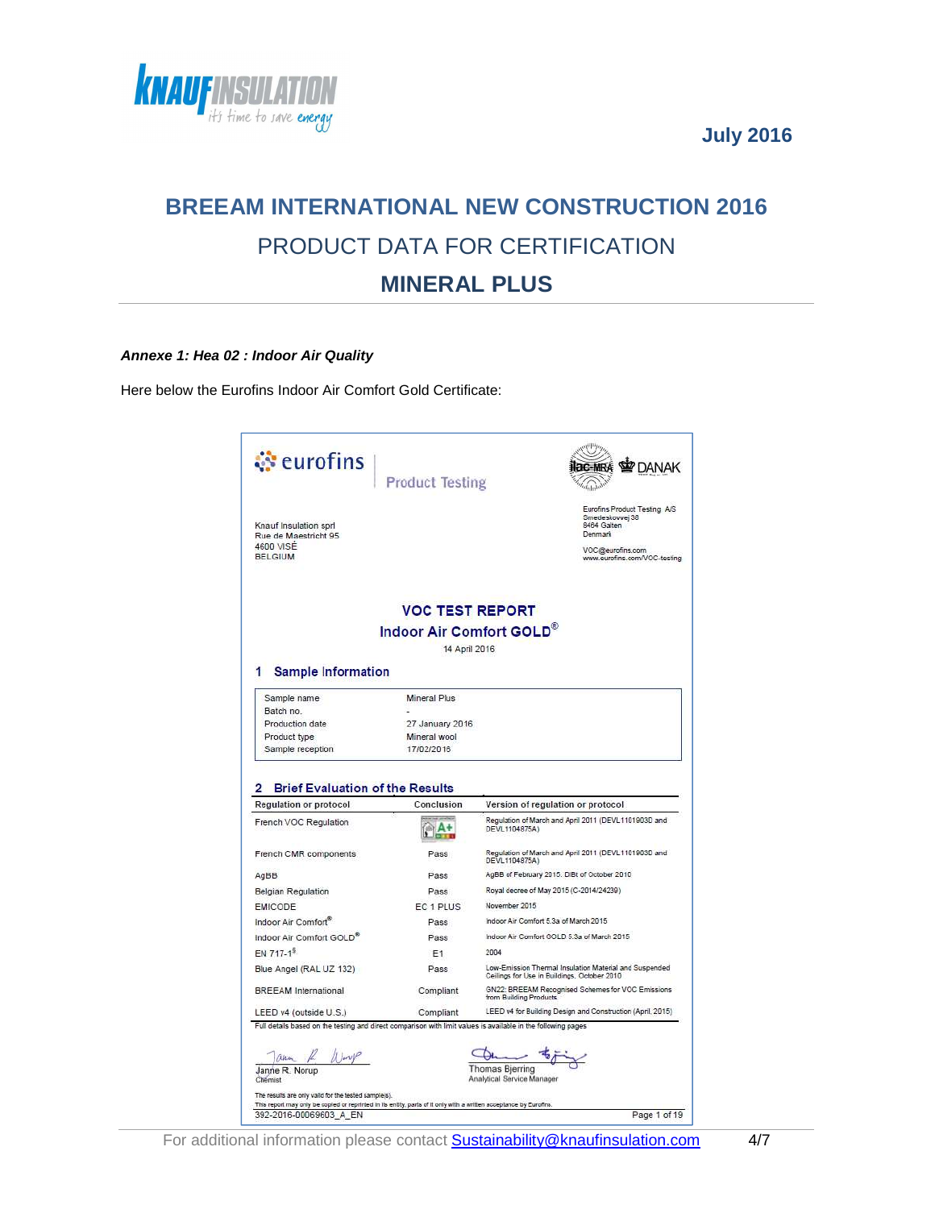July 2016

# BREEAM INTERNATIONAL NEW CONSTRUCTION 2016

## PRODUCT DATA FOR CERTIFICATION

## MINERAL PLUS

***Annexe 1: Hea 02 : Indoor Air Quality***

Here below the Eurofins Indoor Air Comfort Gold Certificate:

eurofins | Product Testing

Knauf Insulation sprl
Rue de Maestricht 95
4600 VISÉ
BELGIUM

Eurofins Product Testing A/S
Smedeskovvej 38
8464 Galten
Denmark

VOC@eurofins.com
www.eurofins.com/VOC-testing

### VOC TEST REPORT

### Indoor Air Comfort GOLD®

14 April 2016

#### 1 Sample Information

| | |
|---|---|
| Sample name | Mineral Plus |
| Batch no. | - |
| Production date | 27 January 2016 |
| Product type | Mineral wool |
| Sample reception | 17/02/2016 |

#### 2 Brief Evaluation of the Results

| Regulation or protocol | Conclusion | Version of regulation or protocol |
|---|---|---|
| French VOC Regulation | A+ | Regulation of March and April 2011 (DEVL1101903D and DEVL1104875A) |
| French CMR components | Pass | Regulation of March and April 2011 (DEVL1101903D and DEVL1104875A) |
| AgBB | Pass | AgBB of February 2015, DIBt of October 2010 |
| Belgian Regulation | Pass | Royal decree of May 2015 (C-2014/24239) |
| EMICODE | EC 1 PLUS | November 2015 |
| Indoor Air Comfort® | Pass | Indoor Air Comfort 5.3a of March 2015 |
| Indoor Air Comfort GOLD® | Pass | Indoor Air Comfort GOLD 5.3a of March 2015 |
| EN 717-1§ | E1 | 2004 |
| Blue Angel (RAL UZ 132) | Pass | Low-Emission Thermal Insulation Material and Suspended Ceilings for Use in Buildings, October 2010 |
| BREEAM International | Compliant | GN22: BREEAM Recognised Schemes for VOC Emissions from Building Products |
| LEED v4 (outside U.S.) | Compliant | LEED v4 for Building Design and Construction (April, 2015) |

Full details based on the testing and direct comparison with limit values is available in the following pages

Janne R. Norup
Chemist

Thomas Bjerring
Analytical Service Manager

The results are only valid for the tested sample(s).
This report may only be copied or reprinted in its entity, parts of it only with a written acceptance by Eurofins.

392-2016-00069603_A_EN — Page 1 of 19

For additional information please contact Sustainability@knaufinsulation.com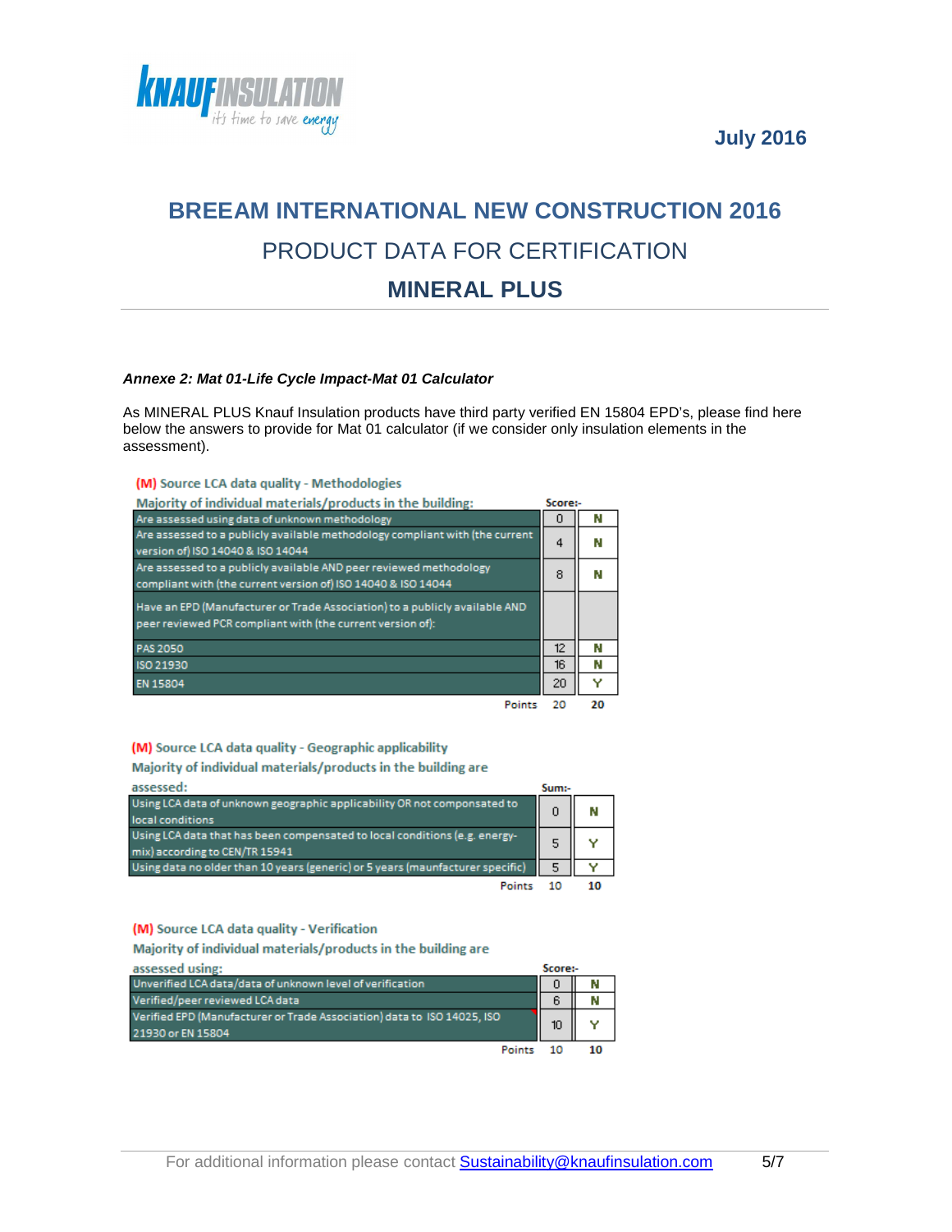# BREEAM INTERNATIONAL NEW CONSTRUCTION 2016

## PRODUCT DATA FOR CERTIFICATION

## MINERAL PLUS

***Annexe 2: Mat 01-Life Cycle Impact-Mat 01 Calculator***

As MINERAL PLUS Knauf Insulation products have third party verified EN 15804 EPD's, please find here below the answers to provide for Mat 01 calculator (if we consider only insulation elements in the assessment).

**(M) Source LCA data quality - Methodologies**

| Majority of individual materials/products in the building: | Score:- | |
|---|---|---|
| Are assessed using data of unknown methodology | 0 | N |
| Are assessed to a publicly available methodology compliant with (the current version of) ISO 14040 & ISO 14044 | 4 | N |
| Are assessed to a publicly available AND peer reviewed methodology compliant with (the current version of) ISO 14040 & ISO 14044 | 8 | N |
| Have an EPD (Manufacturer or Trade Association) to a publicly available AND peer reviewed PCR compliant with (the current version of): | | |
| PAS 2050 | 12 | N |
| ISO 21930 | 16 | N |
| EN 15804 | 20 | Y |
| Points | 20 | 20 |

**(M) Source LCA data quality - Geographic applicability**

| Majority of individual materials/products in the building are assessed: | Sum:- | |
|---|---|---|
| Using LCA data of unknown geographic applicability OR not componsated to local conditions | 0 | N |
| Using LCA data that has been compensated to local conditions (e.g. energy-mix) according to CEN/TR 15941 | 5 | Y |
| Using data no older than 10 years (generic) or 5 years (maunfacturer specific) | 5 | Y |
| Points | 10 | 10 |

**(M) Source LCA data quality - Verification**

| Majority of individual materials/products in the building are assessed using: | Score:- | |
|---|---|---|
| Unverified LCA data/data of unknown level of verification | 0 | N |
| Verified/peer reviewed LCA data | 6 | N |
| Verified EPD (Manufacturer or Trade Association) data to ISO 14025, ISO 21930 or EN 15804 | 10 | Y |
| Points | 10 | 10 |

For additional information please contact Sustainability@knaufinsulation.com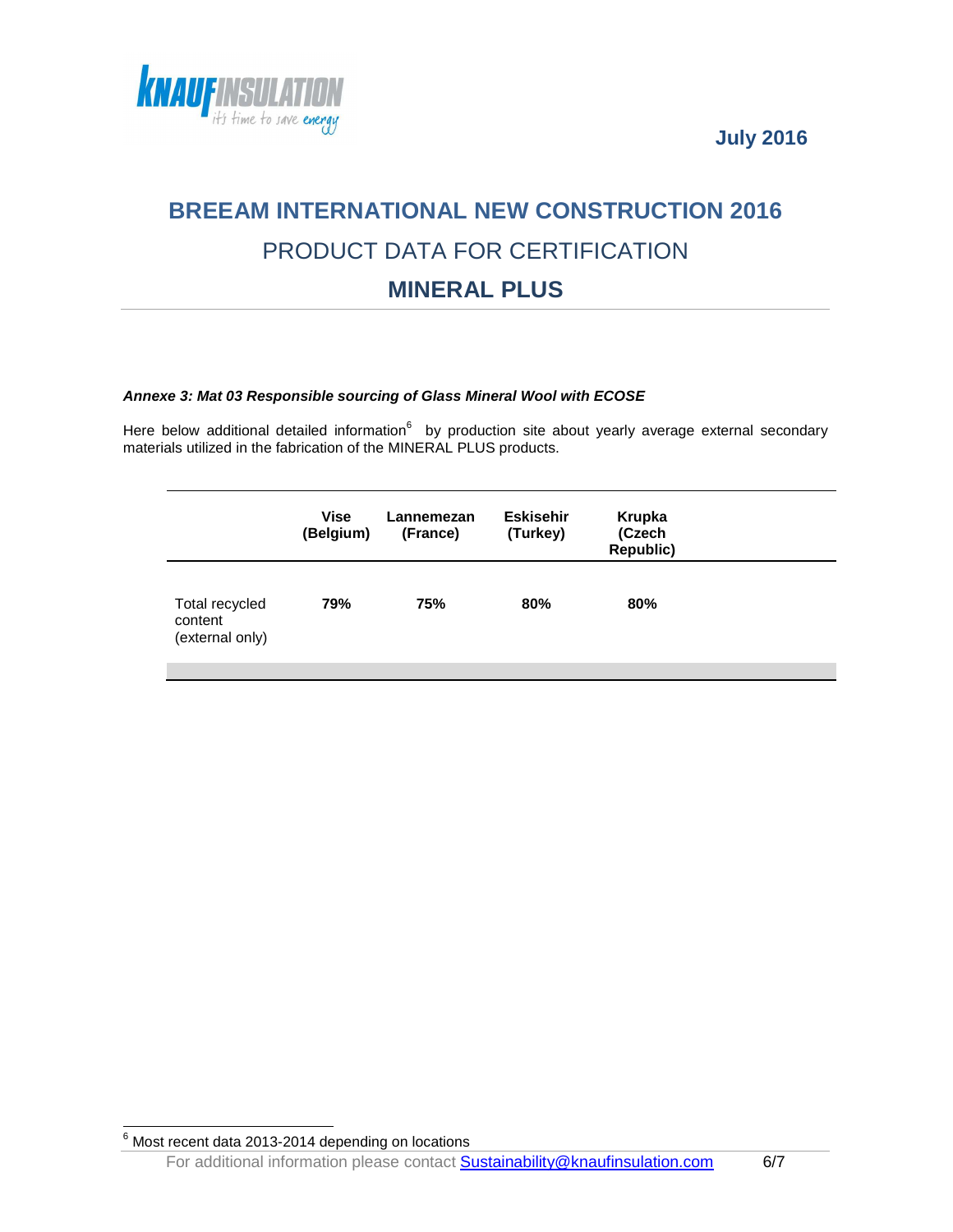**July 2016**

# BREEAM INTERNATIONAL NEW CONSTRUCTION 2016

## PRODUCT DATA FOR CERTIFICATION

## MINERAL PLUS

***Annexe 3: Mat 03 Responsible sourcing of Glass Mineral Wool with ECOSE***

Here below additional detailed information[6] by production site about yearly average external secondary materials utilized in the fabrication of the MINERAL PLUS products.

| | Vise (Belgium) | Lannemezan (France) | Eskisehir (Turkey) | Krupka (Czech Republic) |
|---|---|---|---|---|
| Total recycled content (external only) | **79%** | **75%** | **80%** | **80%** |

[6] Most recent data 2013-2014 depending on locations

For additional information please contact Sustainability@knaufinsulation.com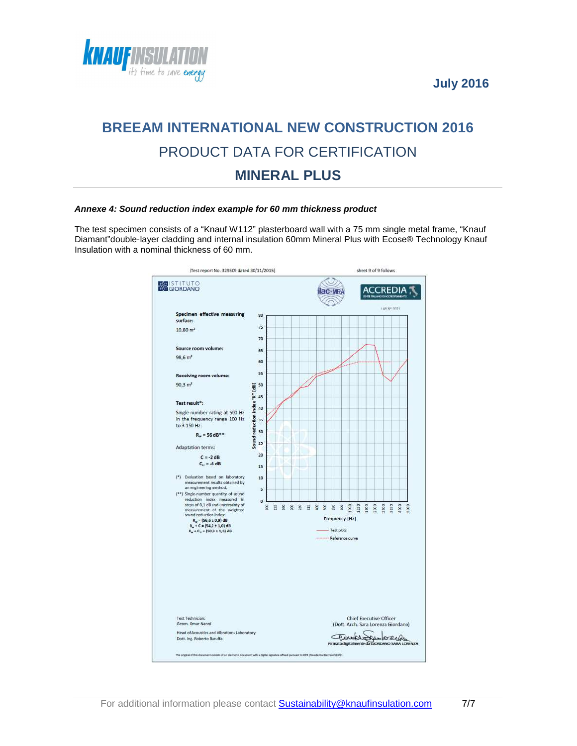July 2016

# BREEAM INTERNATIONAL NEW CONSTRUCTION 2016

## PRODUCT DATA FOR CERTIFICATION

## MINERAL PLUS

***Annexe 4: Sound reduction index example for 60 mm thickness product***

The test specimen consists of a "Knauf W112" plasterboard wall with a 75 mm single metal frame, "Knauf Diamant"double-layer cladding and internal insulation 60mm Mineral Plus with Ecose® Technology Knauf Insulation with a nominal thickness of 60 mm.

(Test report No. 329509 dated 30/11/2015)

sheet 9 of 9 follows

ISTITUTO GIORDANO

ilac-MRA

ACCREDIA ENTE ITALIANO DI ACCREDITAMENTO

LAB N° 0021

**Specimen effective measuring surface:**

10,80 m²

**Source room volume:**

98,6 m³

**Receiving room volume:**

90,3 m³

**Test result*:**

Single-number rating at 500 Hz in the frequency range 100 Hz to 3 150 Hz:

**$R_w$ = 56 dB****

Adaptation terms:

**C = -2 dB**

**$C_{tr}$ = -6 dB**

(*) Evaluation based on laboratory measurement results obtained by an engineering method.

(**) Single-number quantity of sound reduction index measured in steps of 0,1 dB and uncertainty of measurement of the weighted sound reduction index:

**$R_w$ = (56,6 ± 0,9) dB**

**$R_w$ + C = (54,2 ± 1,0) dB**

**$R_w$ + $C_{tr}$ = (50,3 ± 1,5) dB**

Sound reduction index "R" [dB]

0 5 10 15 20 25 30 35 40 45 50 55 60 65 70 75 80

100 125 160 200 250 315 400 500 630 800 1000 1250 1600 2000 2500 3150 4000 5000

**Frequency [Hz]**

Test plots

Reference curve

Test Technician:
Geom. Omar Nanni

Head of Acoustics and Vibrations Laboratory:
Dott. Ing. Roberto Baruffa

Chief Executive Officer
(Dott. Arch. Sara Lorenza Giordano)

Firmato digitalmente da GIORDANO SARA LORENZA

The original of this document consists of an electronic document with a digital signature affixed pursuant to DPR (Presidential Decree) 513/97.

For additional information please contact [Sustainability@knaufinsulation.com](mailto:Sustainability@knaufinsulation.com)